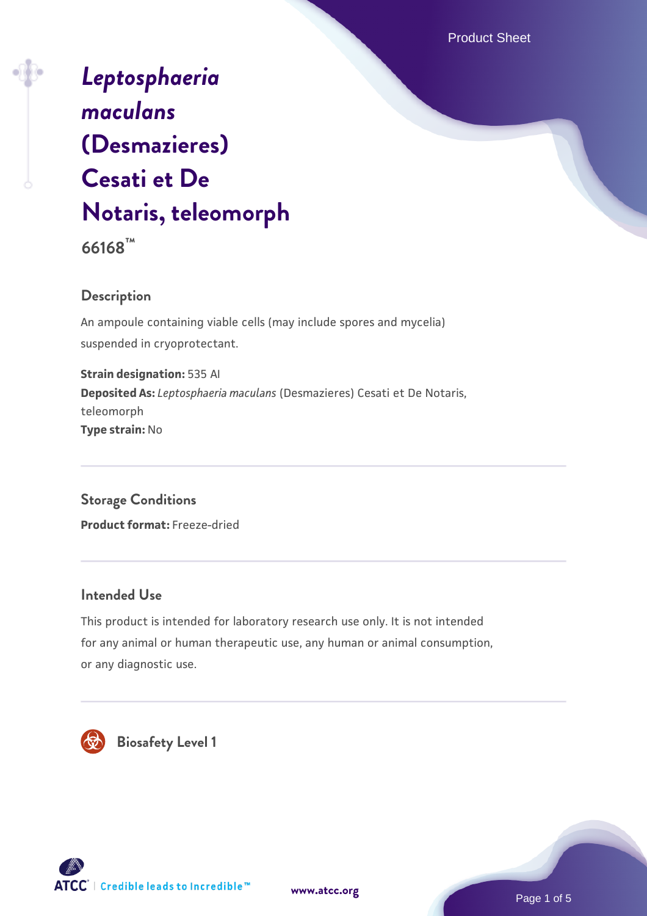# *Leptosphaeria maculans* (Desmazieres) Cesati et De Notaris, teleomorph

**66168™**

## Description

An ampoule containing viable cells (may include spores and mycelia) suspended in cryoprotectant.

**Strain designation:** 535 AI
**Deposited As:** *Leptosphaeria maculans* (Desmazieres) Cesati et De Notaris, teleomorph
**Type strain:** No

## Storage Conditions

**Product format:** Freeze-dried

## Intended Use

This product is intended for laboratory research use only. It is not intended for any animal or human therapeutic use, any human or animal consumption, or any diagnostic use.

## Biosafety Level 1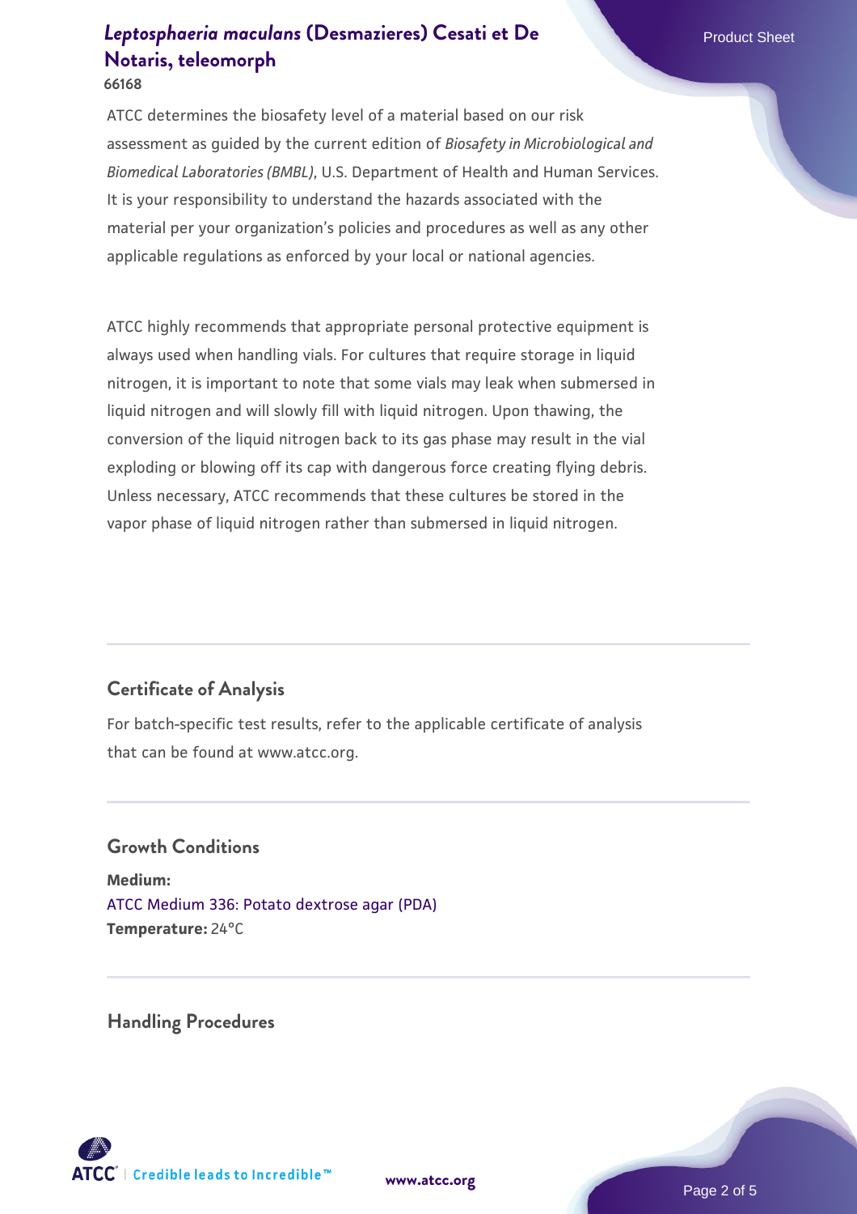ATCC determines the biosafety level of a material based on our risk assessment as guided by the current edition of *Biosafety in Microbiological and Biomedical Laboratories (BMBL)*, U.S. Department of Health and Human Services. It is your responsibility to understand the hazards associated with the material per your organization's policies and procedures as well as any other applicable regulations as enforced by your local or national agencies.

ATCC highly recommends that appropriate personal protective equipment is always used when handling vials. For cultures that require storage in liquid nitrogen, it is important to note that some vials may leak when submersed in liquid nitrogen and will slowly fill with liquid nitrogen. Upon thawing, the conversion of the liquid nitrogen back to its gas phase may result in the vial exploding or blowing off its cap with dangerous force creating flying debris. Unless necessary, ATCC recommends that these cultures be stored in the vapor phase of liquid nitrogen rather than submersed in liquid nitrogen.

## Certificate of Analysis

For batch-specific test results, refer to the applicable certificate of analysis that can be found at www.atcc.org.

## Growth Conditions

**Medium:**
ATCC Medium 336: Potato dextrose agar (PDA)
**Temperature:** 24°C

## Handling Procedures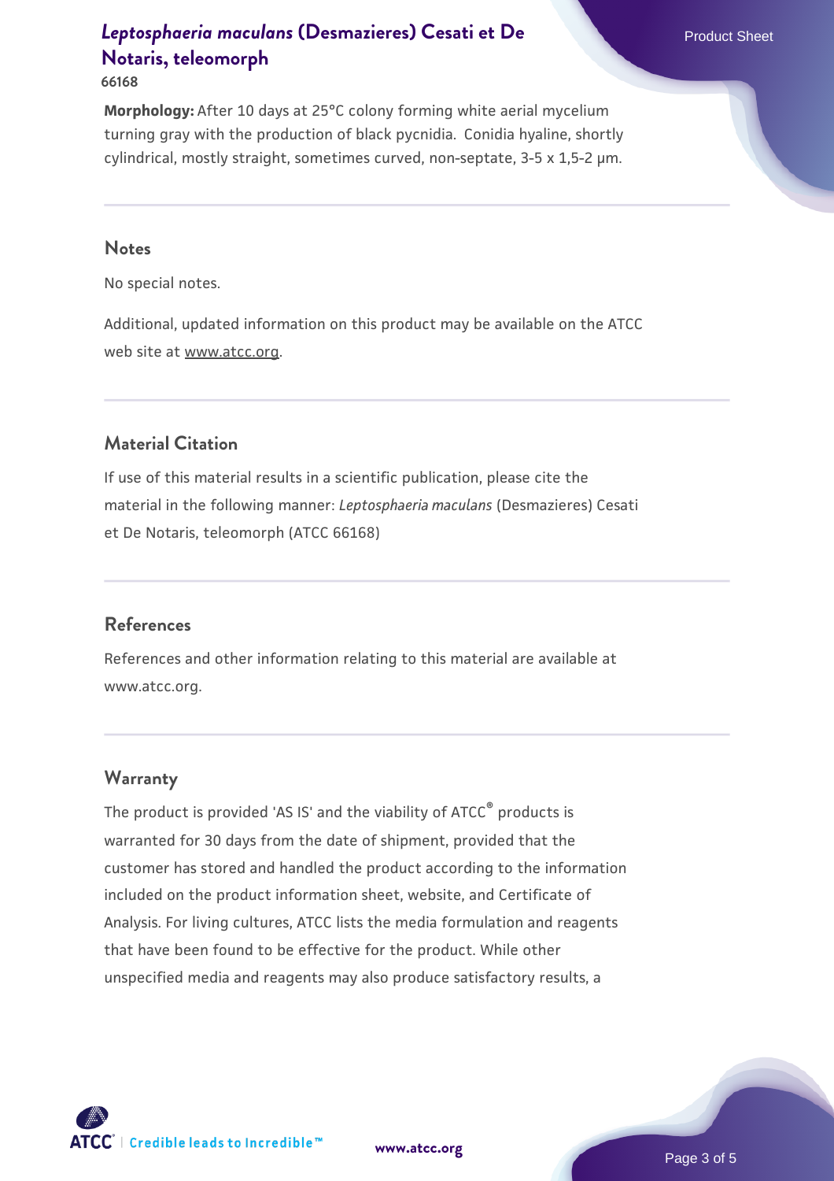**Morphology:** After 10 days at 25°C colony forming white aerial mycelium turning gray with the production of black pycnidia. Conidia hyaline, shortly cylindrical, mostly straight, sometimes curved, non-septate, 3-5 x 1,5-2 µm.

## Notes

No special notes.

Additional, updated information on this product may be available on the ATCC web site at www.atcc.org.

## Material Citation

If use of this material results in a scientific publication, please cite the material in the following manner: *Leptosphaeria maculans* (Desmazieres) Cesati et De Notaris, teleomorph (ATCC 66168)

## References

References and other information relating to this material are available at www.atcc.org.

## Warranty

The product is provided 'AS IS' and the viability of ATCC® products is warranted for 30 days from the date of shipment, provided that the customer has stored and handled the product according to the information included on the product information sheet, website, and Certificate of Analysis. For living cultures, ATCC lists the media formulation and reagents that have been found to be effective for the product. While other unspecified media and reagents may also produce satisfactory results, a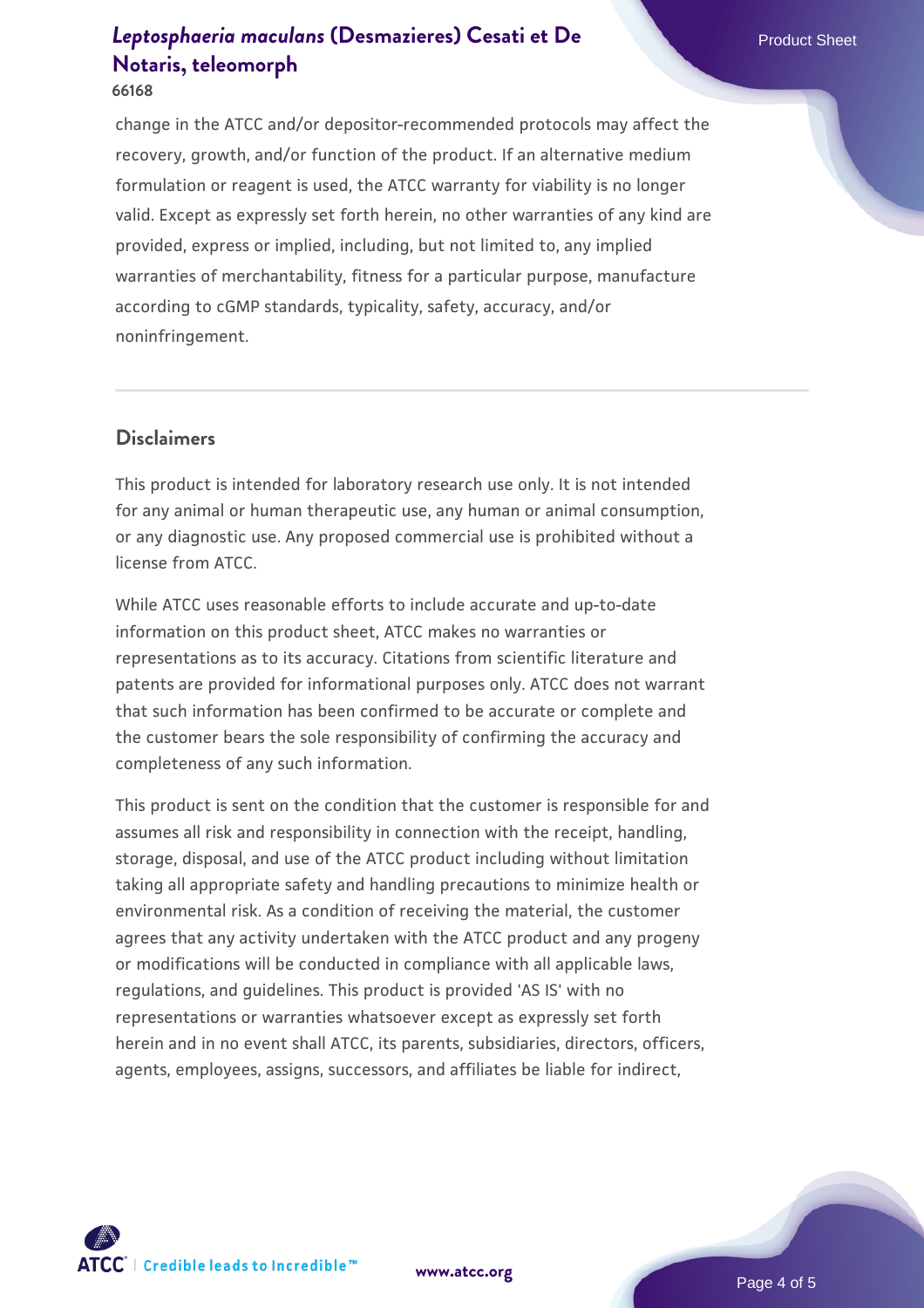change in the ATCC and/or depositor-recommended protocols may affect the recovery, growth, and/or function of the product. If an alternative medium formulation or reagent is used, the ATCC warranty for viability is no longer valid. Except as expressly set forth herein, no other warranties of any kind are provided, express or implied, including, but not limited to, any implied warranties of merchantability, fitness for a particular purpose, manufacture according to cGMP standards, typicality, safety, accuracy, and/or noninfringement.

## Disclaimers

This product is intended for laboratory research use only. It is not intended for any animal or human therapeutic use, any human or animal consumption, or any diagnostic use. Any proposed commercial use is prohibited without a license from ATCC.

While ATCC uses reasonable efforts to include accurate and up-to-date information on this product sheet, ATCC makes no warranties or representations as to its accuracy. Citations from scientific literature and patents are provided for informational purposes only. ATCC does not warrant that such information has been confirmed to be accurate or complete and the customer bears the sole responsibility of confirming the accuracy and completeness of any such information.

This product is sent on the condition that the customer is responsible for and assumes all risk and responsibility in connection with the receipt, handling, storage, disposal, and use of the ATCC product including without limitation taking all appropriate safety and handling precautions to minimize health or environmental risk. As a condition of receiving the material, the customer agrees that any activity undertaken with the ATCC product and any progeny or modifications will be conducted in compliance with all applicable laws, regulations, and guidelines. This product is provided 'AS IS' with no representations or warranties whatsoever except as expressly set forth herein and in no event shall ATCC, its parents, subsidiaries, directors, officers, agents, employees, assigns, successors, and affiliates be liable for indirect,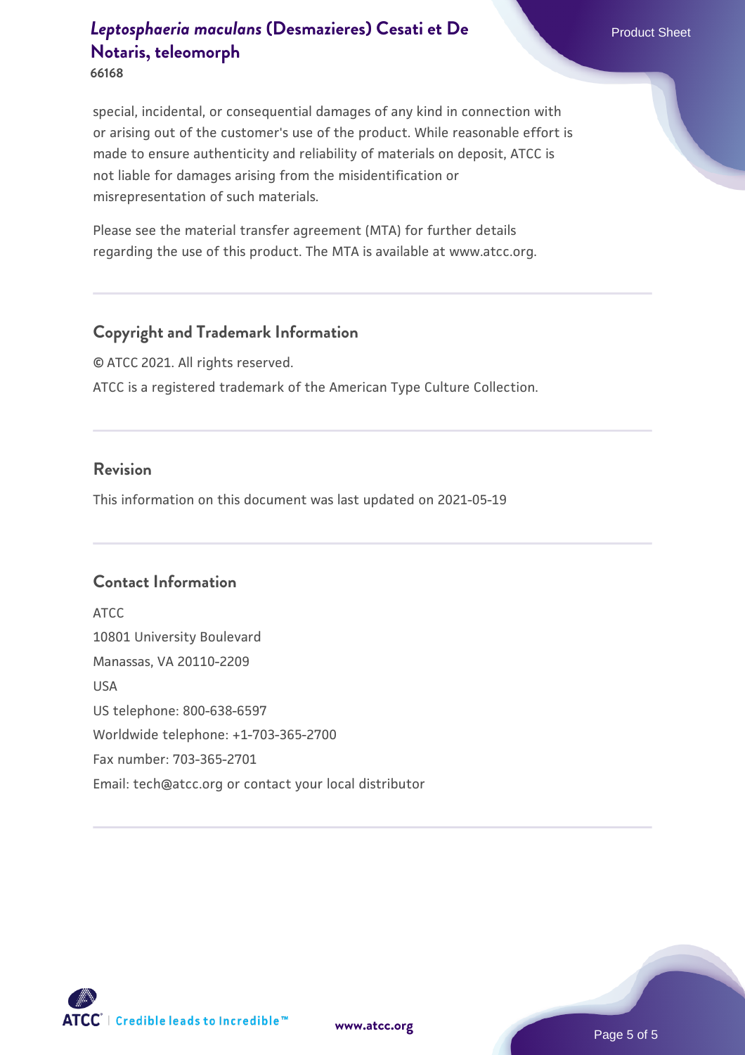special, incidental, or consequential damages of any kind in connection with or arising out of the customer's use of the product. While reasonable effort is made to ensure authenticity and reliability of materials on deposit, ATCC is not liable for damages arising from the misidentification or misrepresentation of such materials.

Please see the material transfer agreement (MTA) for further details regarding the use of this product. The MTA is available at www.atcc.org.

## Copyright and Trademark Information

© ATCC 2021. All rights reserved.

ATCC is a registered trademark of the American Type Culture Collection.

## Revision

This information on this document was last updated on 2021-05-19

## Contact Information

ATCC
10801 University Boulevard
Manassas, VA 20110-2209
USA
US telephone: 800-638-6597
Worldwide telephone: +1-703-365-2700
Fax number: 703-365-2701
Email: tech@atcc.org or contact your local distributor